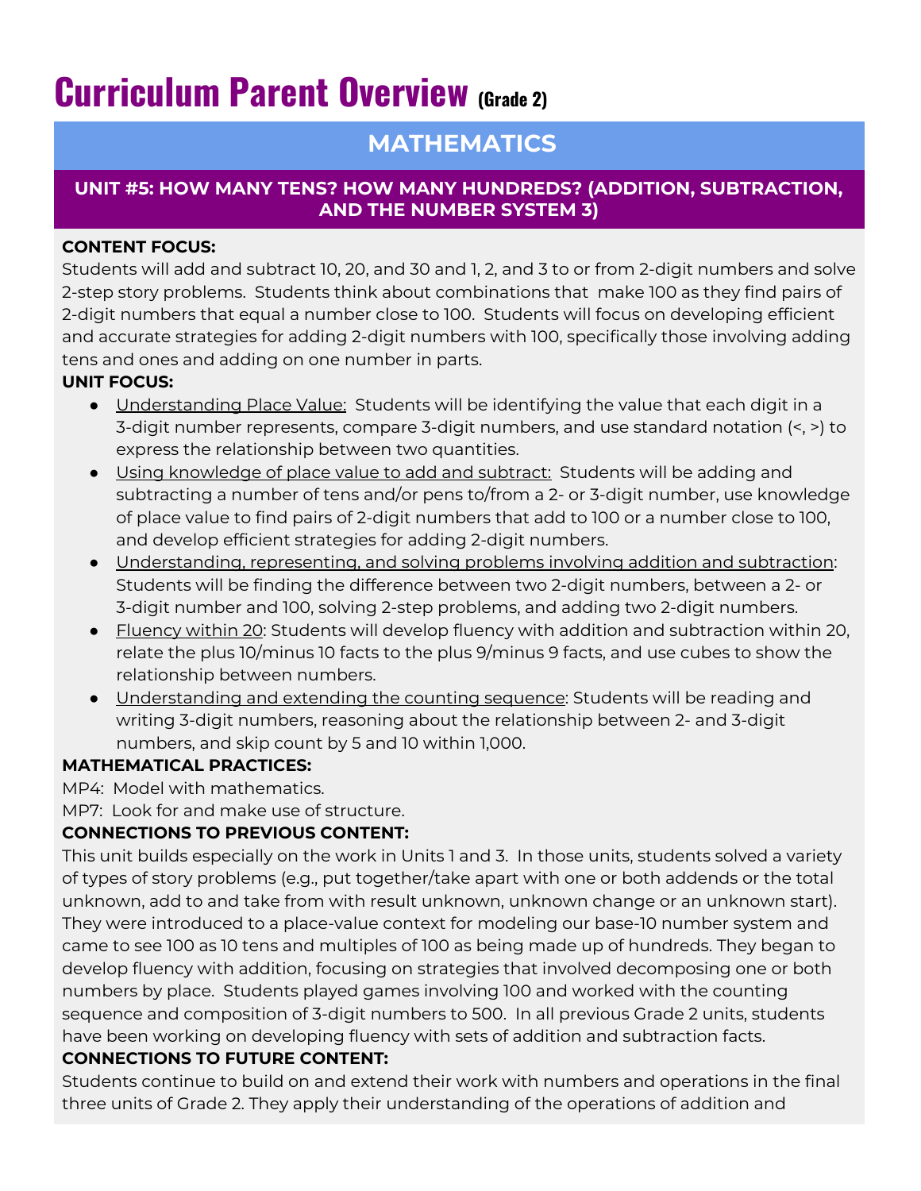# Curriculum Parent Overview (Grade 2)

## MATHEMATICS

### UNIT #5: HOW MANY TENS? HOW MANY HUNDREDS? (ADDITION, SUBTRACTION, AND THE NUMBER SYSTEM 3)

**CONTENT FOCUS:**

Students will add and subtract 10, 20, and 30 and 1, 2, and 3 to or from 2-digit numbers and solve 2-step story problems. Students think about combinations that make 100 as they find pairs of 2-digit numbers that equal a number close to 100. Students will focus on developing efficient and accurate strategies for adding 2-digit numbers with 100, specifically those involving adding tens and ones and adding on one number in parts.

**UNIT FOCUS:**

- Understanding Place Value: Students will be identifying the value that each digit in a 3-digit number represents, compare 3-digit numbers, and use standard notation (<, >) to express the relationship between two quantities.
- Using knowledge of place value to add and subtract: Students will be adding and subtracting a number of tens and/or pens to/from a 2- or 3-digit number, use knowledge of place value to find pairs of 2-digit numbers that add to 100 or a number close to 100, and develop efficient strategies for adding 2-digit numbers.
- Understanding, representing, and solving problems involving addition and subtraction: Students will be finding the difference between two 2-digit numbers, between a 2- or 3-digit number and 100, solving 2-step problems, and adding two 2-digit numbers.
- Fluency within 20: Students will develop fluency with addition and subtraction within 20, relate the plus 10/minus 10 facts to the plus 9/minus 9 facts, and use cubes to show the relationship between numbers.
- Understanding and extending the counting sequence: Students will be reading and writing 3-digit numbers, reasoning about the relationship between 2- and 3-digit numbers, and skip count by 5 and 10 within 1,000.

**MATHEMATICAL PRACTICES:**

MP4: Model with mathematics.

MP7: Look for and make use of structure.

**CONNECTIONS TO PREVIOUS CONTENT:**

This unit builds especially on the work in Units 1 and 3. In those units, students solved a variety of types of story problems (e.g., put together/take apart with one or both addends or the total unknown, add to and take from with result unknown, unknown change or an unknown start). They were introduced to a place-value context for modeling our base-10 number system and came to see 100 as 10 tens and multiples of 100 as being made up of hundreds. They began to develop fluency with addition, focusing on strategies that involved decomposing one or both numbers by place. Students played games involving 100 and worked with the counting sequence and composition of 3-digit numbers to 500. In all previous Grade 2 units, students have been working on developing fluency with sets of addition and subtraction facts.

**CONNECTIONS TO FUTURE CONTENT:**

Students continue to build on and extend their work with numbers and operations in the final three units of Grade 2. They apply their understanding of the operations of addition and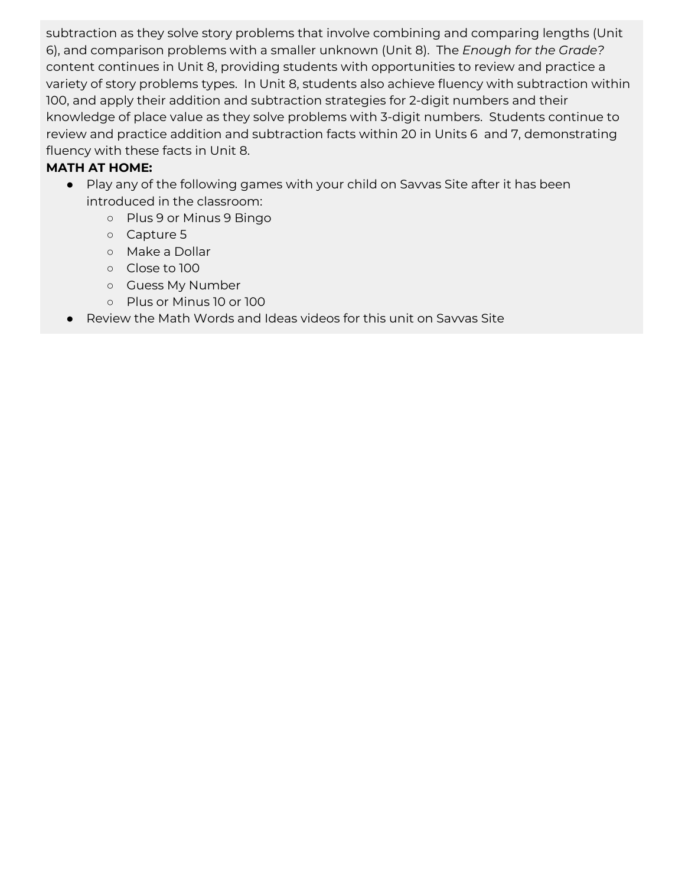subtraction as they solve story problems that involve combining and comparing lengths (Unit 6), and comparison problems with a smaller unknown (Unit 8). The *Enough for the Grade?* content continues in Unit 8, providing students with opportunities to review and practice a variety of story problems types. In Unit 8, students also achieve fluency with subtraction within 100, and apply their addition and subtraction strategies for 2-digit numbers and their knowledge of place value as they solve problems with 3-digit numbers. Students continue to review and practice addition and subtraction facts within 20 in Units 6 and 7, demonstrating fluency with these facts in Unit 8.

**MATH AT HOME:**

- Play any of the following games with your child on Savvas Site after it has been introduced in the classroom:
  - Plus 9 or Minus 9 Bingo
  - Capture 5
  - Make a Dollar
  - Close to 100
  - Guess My Number
  - Plus or Minus 10 or 100
- Review the Math Words and Ideas videos for this unit on Savvas Site